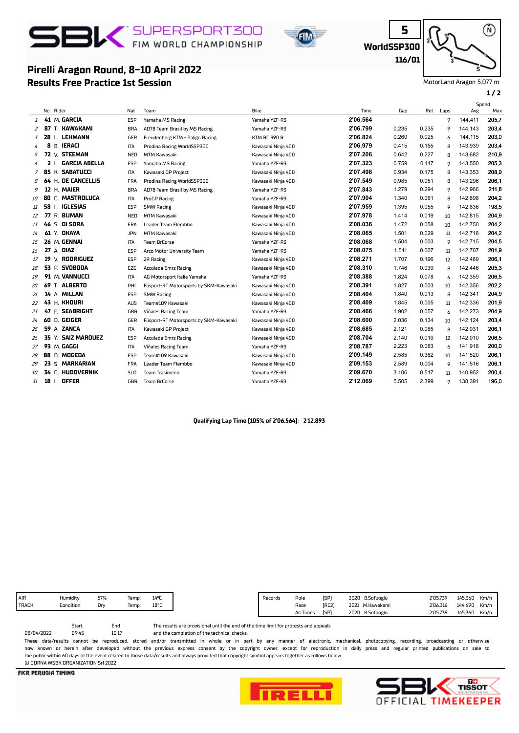# SBK SUPERSPORT300 FIM WORLD CHAMPIONSHIP

**5**
**WorldSSP300**
**116/01**

## Pirelli Aragon Round, 8-10 April 2022
## Results Free Practice 1st Session

MotorLand Aragon 5.077 m

| | No. | Rider | Nat | Team | Bike | Time | Gap | Rel. | Laps | Speed Avg | Speed Max |
|---|---|---|---|---|---|---|---|---|---|---|---|
| 1 | 41 | M. GARCIA | ESP | Yamaha MS Racing | Yamaha YZF-R3 | 2'06.564 | | | 9 | 144,411 | 205,7 |
| 2 | 87 | T. KAWAKAMI | BRA | AD78 Team Brasil by MS Racing | Yamaha YZF-R3 | 2'06.799 | 0.235 | 0.235 | 9 | 144,143 | 203,4 |
| 3 | 28 | L. LEHMANN | GER | Freudenberg KTM - Paligo Racing | KTM RC 390 R | 2'06.824 | 0.260 | 0.025 | 6 | 144,115 | 203,0 |
| 4 | 8 | B. IERACI | ITA | Prodina Racing WorldSSP300 | Kawasaki Ninja 400 | 2'06.979 | 0.415 | 0.155 | 8 | 143,939 | 203,4 |
| 5 | 72 | V. STEEMAN | NED | MTM Kawasaki | Kawasaki Ninja 400 | 2'07.206 | 0.642 | 0.227 | 8 | 143,682 | 210,9 |
| 6 | 2 | I. GARCIA ABELLA | ESP | Yamaha MS Racing | Yamaha YZF-R3 | 2'07.323 | 0.759 | 0.117 | 9 | 143,550 | 205,3 |
| 7 | 85 | K. SABATUCCI | ITA | Kawasaki GP Project | Kawasaki Ninja 400 | 2'07.498 | 0.934 | 0.175 | 8 | 143,353 | 208,9 |
| 8 | 64 | H. DE CANCELLIS | FRA | Prodina Racing WorldSSP300 | Kawasaki Ninja 400 | 2'07.549 | 0.985 | 0.051 | 8 | 143,296 | 206,1 |
| 9 | 12 | H. MAIER | BRA | AD78 Team Brasil by MS Racing | Yamaha YZF-R3 | 2'07.843 | 1.279 | 0.294 | 9 | 142,966 | 211,8 |
| 10 | 80 | G. MASTROLUCA | ITA | ProGP Racing | Yamaha YZF-R3 | 2'07.904 | 1.340 | 0.061 | 8 | 142,898 | 204,2 |
| 11 | 58 | I. IGLESIAS | ESP | SMW Racing | Kawasaki Ninja 400 | 2'07.959 | 1.395 | 0.055 | 9 | 142,836 | 198,5 |
| 12 | 77 | R. BIJMAN | NED | MTM Kawasaki | Kawasaki Ninja 400 | 2'07.978 | 1.414 | 0.019 | 10 | 142,815 | 204,9 |
| 13 | 46 | S. DI SORA | FRA | Leader Team Flembbo | Kawasaki Ninja 400 | 2'08.036 | 1.472 | 0.058 | 10 | 142,750 | 204,2 |
| 14 | 61 | Y. OKAYA | JPN | MTM Kawasaki | Kawasaki Ninja 400 | 2'08.065 | 1.501 | 0.029 | 11 | 142,718 | 204,2 |
| 15 | 26 | M. GENNAI | ITA | Team BrCorse | Yamaha YZF-R3 | 2'08.068 | 1.504 | 0.003 | 9 | 142,715 | 204,5 |
| 16 | 27 | Á. DIAZ | ESP | Arco Motor University Team | Yamaha YZF-R3 | 2'08.075 | 1.511 | 0.007 | 11 | 142,707 | 201,9 |
| 17 | 19 | V. RODRIGUEZ | ESP | 2R Racing | Kawasaki Ninja 400 | 2'08.271 | 1.707 | 0.196 | 12 | 142,489 | 206,1 |
| 18 | 53 | P. SVOBODA | CZE | Accolade Smrz Racing | Kawasaki Ninja 400 | 2'08.310 | 1.746 | 0.039 | 8 | 142,446 | 205,3 |
| 19 | 91 | M. VANNUCCI | ITA | AG Motorsport Italia Yamaha | Yamaha YZF-R3 | 2'08.388 | 1.824 | 0.078 | 6 | 142,359 | 206,5 |
| 20 | 69 | T. ALBERTO | PHI | Füsport-RT Motorsports by SKM-Kawasaki | Kawasaki Ninja 400 | 2'08.391 | 1.827 | 0.003 | 10 | 142,356 | 202,2 |
| 21 | 14 | A. MILLAN | ESP | SMW Racing | Kawasaki Ninja 400 | 2'08.404 | 1.840 | 0.013 | 8 | 142,341 | 204,9 |
| 22 | 43 | H. KHOURI | AUS | Team#109 Kawasaki | Kawasaki Ninja 400 | 2'08.409 | 1.845 | 0.005 | 11 | 142,336 | 201,9 |
| 23 | 47 | F. SEABRIGHT | GBR | Viñales Racing Team | Yamaha YZF-R3 | 2'08.466 | 1.902 | 0.057 | 6 | 142,273 | 204,9 |
| 24 | 60 | D. GEIGER | GER | Füsport-RT Motorsports by SKM-Kawasaki | Kawasaki Ninja 400 | 2'08.600 | 2.036 | 0.134 | 10 | 142,124 | 203,4 |
| 25 | 59 | A. ZANCA | ITA | Kawasaki GP Project | Kawasaki Ninja 400 | 2'08.685 | 2.121 | 0.085 | 8 | 142,031 | 206,1 |
| 26 | 35 | Y. SAIZ MARQUEZ | ESP | Accolade Smrz Racing | Kawasaki Ninja 400 | 2'08.704 | 2.140 | 0.019 | 12 | 142,010 | 206,5 |
| 27 | 93 | M. GAGGI | ITA | Viñales Racing Team | Yamaha YZF-R3 | 2'08.787 | 2.223 | 0.083 | 6 | 141,918 | 200,0 |
| 28 | 88 | D. MOGEDA | ESP | Team#109 Kawasaki | Kawasaki Ninja 400 | 2'09.149 | 2.585 | 0.362 | 10 | 141,520 | 206,1 |
| 29 | 23 | S. MARKARIAN | FRA | Leader Team Flembbo | Kawasaki Ninja 400 | 2'09.153 | 2.589 | 0.004 | 9 | 141,516 | 206,1 |
| 30 | 34 | G. HUDOVERNIK | SLO | Team Trasimeno | Yamaha YZF-R3 | 2'09.670 | 3.106 | 0.517 | 11 | 140,952 | 200,4 |
| 31 | 18 | I. OFFER | GBR | Team BrCorse | Yamaha YZF-R3 | 2'12.069 | 5.505 | 2.399 | 9 | 138,391 | 196,0 |

**Qualifying Lap Time (105% of 2'06.564): 2'12.893**

| | | | | |
|---|---|---|---|---|
| AIR | Humidity: | 57% | Temp: | 14°C |
| TRACK | Condition: | Dry | Temp: | 18°C |

| Records | | | | | | | |
|---|---|---|---|---|---|---|---|
| Pole | [SP] | 2020 | B.Sofuoglu | 2'05.739 | 145,360 | Km/h |
| Race | [RC2] | 2021 | M.Kawakami | 2'06.316 | 144,690 | Km/h |
| All Times | [SP] | 2020 | B.Sofuoglu | 2'05.739 | 145,360 | Km/h |

| | Start | End |
|---|---|---|
| 08/04/2022 | 09:45 | 10:17 |

The results are provisional until the end of the time limit for protests and appeals and the completion of the technical checks.

These data/results cannot be reproduced, stored and/or transmitted in whole or in part by any manner of electronic, mechanical, photocopying, recording, broadcasting or otherwise now known or herein after developed without the previous express consent by the copyright owner, except for reproduction in daily press and regular printed publications on sale to the public within 60 days of the event related to those data/results and always provided that copyright symbol appears together as follows below.
© DORNA WSBK ORGANIZATION Srl 2022

FICR PERUGIA TIMING

SBK TISSOT OFFICIAL TIMEKEEPER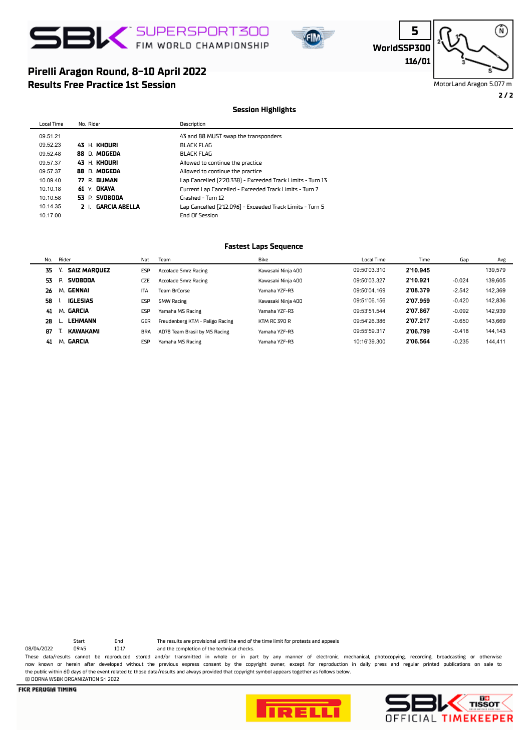# SBK SUPERSPORT300 FIM WORLD CHAMPIONSHIP

**5**
**WorldSSP300**
**116/01**

## Pirelli Aragon Round, 8-10 April 2022
## Results Free Practice 1st Session

MotorLand Aragon 5.077 m

### Session Highlights

| Local Time | No. Rider | Description |
|---|---|---|
| 09.51.21 | | 43 and 88 MUST swap the transponders |
| 09.52.23 | **43** H. **KHOURI** | BLACK FLAG |
| 09.52.48 | **88** D. **MOGEDA** | BLACK FLAG |
| 09.57.37 | **43** H. **KHOURI** | Allowed to continue the practice |
| 09.57.37 | **88** D. **MOGEDA** | Allowed to continue the practice |
| 10.09.40 | **77** R. **BIJMAN** | Lap Cancelled [2'20.338] - Exceeded Track Limits - Turn 13 |
| 10.10.18 | **61** Y. **OKAYA** | Current Lap Cancelled - Exceeded Track Limits - Turn 7 |
| 10.10.58 | **53** P. **SVOBODA** | Crashed - Turn 12 |
| 10.14.35 | **2** I. **GARCIA ABELLA** | Lap Cancelled [2'12.096] - Exceeded Track Limits - Turn 5 |
| 10.17.00 | | End Of Session |

### Fastest Laps Sequence

| No. | Rider | Nat | Team | Bike | Local Time | Time | Gap | Avg |
|---|---|---|---|---|---|---|---|---|
| **35** | Y. **SAIZ MARQUEZ** | ESP | Accolade Smrz Racing | Kawasaki Ninja 400 | 09:50'03.310 | **2'10.945** | | 139,579 |
| **53** | P. **SVOBODA** | CZE | Accolade Smrz Racing | Kawasaki Ninja 400 | 09:50'03.327 | **2'10.921** | -0.024 | 139,605 |
| **26** | M. **GENNAI** | ITA | Team BrCorse | Yamaha YZF-R3 | 09:50'04.169 | **2'08.379** | -2.542 | 142,369 |
| **58** | I. **IGLESIAS** | ESP | SMW Racing | Kawasaki Ninja 400 | 09:51'06.156 | **2'07.959** | -0.420 | 142,836 |
| **41** | M. **GARCIA** | ESP | Yamaha MS Racing | Yamaha YZF-R3 | 09:53'51.544 | **2'07.867** | -0.092 | 142,939 |
| **28** | L. **LEHMANN** | GER | Freudenberg KTM - Paligo Racing | KTM RC 390 R | 09:54'26.386 | **2'07.217** | -0.650 | 143,669 |
| **87** | T. **KAWAKAMI** | BRA | AD78 Team Brasil by MS Racing | Yamaha YZF-R3 | 09:55'59.317 | **2'06.799** | -0.418 | 144,143 |
| **41** | M. **GARCIA** | ESP | Yamaha MS Racing | Yamaha YZF-R3 | 10:16'39.300 | **2'06.564** | -0.235 | 144,411 |

| | Start | End |
|---|---|---|
| 08/04/2022 | 09:45 | 10:17 |

The results are provisional until the end of the time limit for protests and appeals and the completion of the technical checks.

These data/results cannot be reproduced, stored and/or transmitted in whole or in part by any manner of electronic, mechanical, photocopying, recording, broadcasting or otherwise now known or herein after developed without the previous express consent by the copyright owner, except for reproduction in daily press and regular printed publications on sale to the public within 60 days of the event related to those data/results and always provided that copyright symbol appears together as follows below.

© DORNA WSBK ORGANIZATION Srl 2022

FICR PERUGIA TIMING

SBK TISSOT OFFICIAL TIMEKEEPER